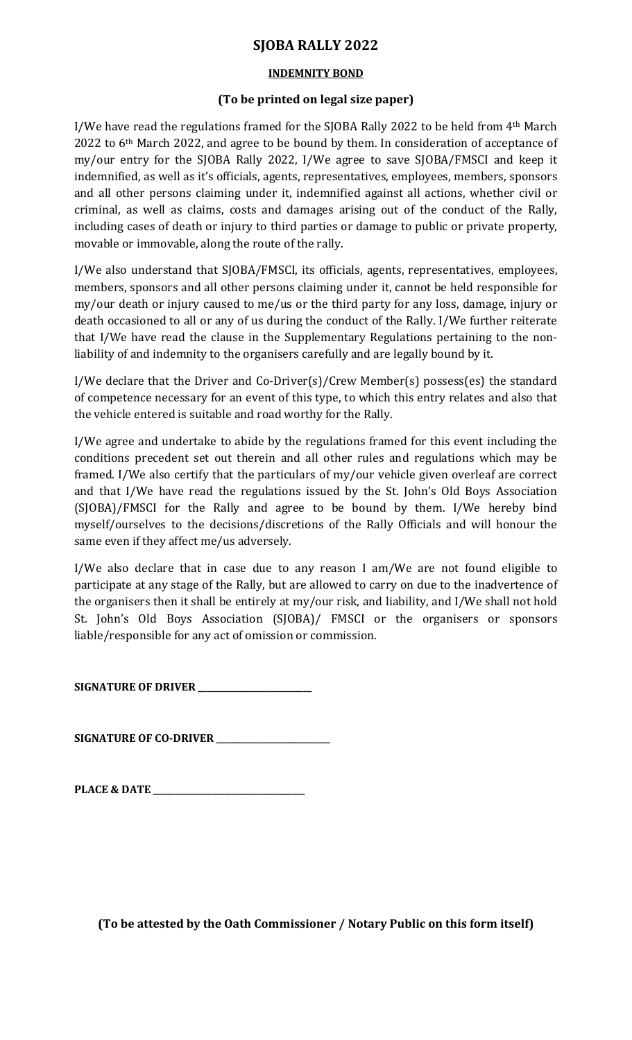# SJOBA RALLY 2022

## INDEMNITY BOND

**(To be printed on legal size paper)**

I/We have read the regulations framed for the SJOBA Rally 2022 to be held from 4th March 2022 to 6th March 2022, and agree to be bound by them. In consideration of acceptance of my/our entry for the SJOBA Rally 2022, I/We agree to save SJOBA/FMSCI and keep it indemnified, as well as it's officials, agents, representatives, employees, members, sponsors and all other persons claiming under it, indemnified against all actions, whether civil or criminal, as well as claims, costs and damages arising out of the conduct of the Rally, including cases of death or injury to third parties or damage to public or private property, movable or immovable, along the route of the rally.

I/We also understand that SJOBA/FMSCI, its officials, agents, representatives, employees, members, sponsors and all other persons claiming under it, cannot be held responsible for my/our death or injury caused to me/us or the third party for any loss, damage, injury or death occasioned to all or any of us during the conduct of the Rally. I/We further reiterate that I/We have read the clause in the Supplementary Regulations pertaining to the non-liability of and indemnity to the organisers carefully and are legally bound by it.

I/We declare that the Driver and Co-Driver(s)/Crew Member(s) possess(es) the standard of competence necessary for an event of this type, to which this entry relates and also that the vehicle entered is suitable and road worthy for the Rally.

I/We agree and undertake to abide by the regulations framed for this event including the conditions precedent set out therein and all other rules and regulations which may be framed. I/We also certify that the particulars of my/our vehicle given overleaf are correct and that I/We have read the regulations issued by the St. John's Old Boys Association (SJOBA)/FMSCI for the Rally and agree to be bound by them. I/We hereby bind myself/ourselves to the decisions/discretions of the Rally Officials and will honour the same even if they affect me/us adversely.

I/We also declare that in case due to any reason I am/We are not found eligible to participate at any stage of the Rally, but are allowed to carry on due to the inadvertence of the organisers then it shall be entirely at my/our risk, and liability, and I/We shall not hold St. John's Old Boys Association (SJOBA)/ FMSCI or the organisers or sponsors liable/responsible for any act of omission or commission.

**SIGNATURE OF DRIVER \_\_\_\_\_\_\_\_\_\_\_\_\_\_\_\_\_\_\_\_\_\_\_\_\_\_**

**SIGNATURE OF CO-DRIVER \_\_\_\_\_\_\_\_\_\_\_\_\_\_\_\_\_\_\_\_\_\_\_\_\_\_**

**PLACE & DATE \_\_\_\_\_\_\_\_\_\_\_\_\_\_\_\_\_\_\_\_\_\_\_\_\_\_\_\_\_\_\_\_\_\_**

**(To be attested by the Oath Commissioner / Notary Public on this form itself)**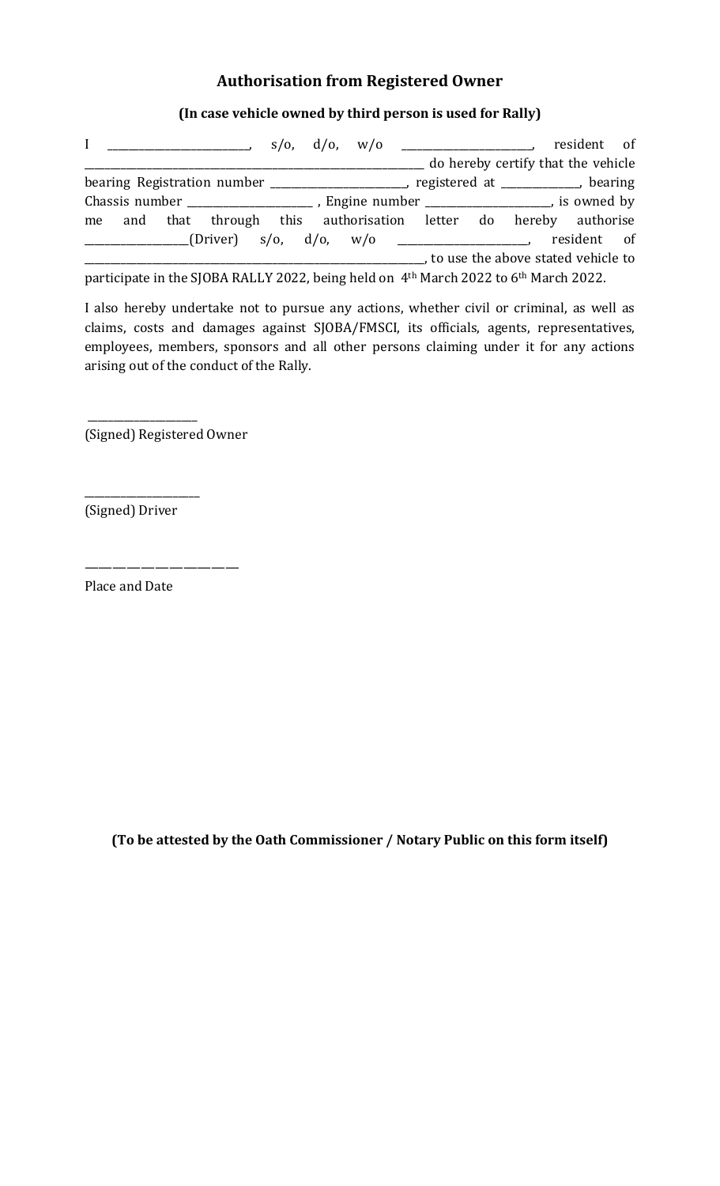## Authorisation from Registered Owner

**(In case vehicle owned by third person is used for Rally)**

I ________________________, s/o, d/o, w/o _____________________, resident of _______________________________________________________________ do hereby certify that the vehicle bearing Registration number _______________________, registered at _____________, bearing Chassis number _____________________ , Engine number _____________________, is owned by me and that through this authorisation letter do hereby authorise _________________(Driver) s/o, d/o, w/o _____________________, resident of ______________________________________________________________, to use the above stated vehicle to participate in the SJOBA RALLY 2022, being held on 4th March 2022 to 6th March 2022.

I also hereby undertake not to pursue any actions, whether civil or criminal, as well as claims, costs and damages against SJOBA/FMSCI, its officials, agents, representatives, employees, members, sponsors and all other persons claiming under it for any actions arising out of the conduct of the Rally.

_________________

(Signed) Registered Owner

_________________

(Signed) Driver

_____________________

Place and Date

**(To be attested by the Oath Commissioner / Notary Public on this form itself)**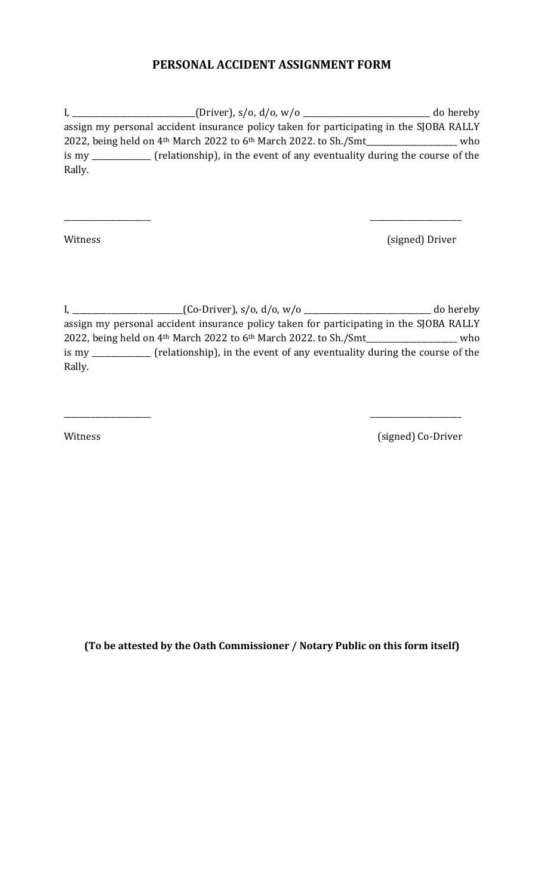# PERSONAL ACCIDENT ASSIGNMENT FORM

I, ______________________________(Driver), s/o, d/o, w/o ________________________________ do hereby assign my personal accident insurance policy taken for participating in the SJOBA RALLY 2022, being held on 4th March 2022 to 6th March 2022. to Sh./Smt______________________ who is my ______________ (relationship), in the event of any eventuality during the course of the Rally.

______________________ ______________________

Witness (signed) Driver

I, ___________________________(Co-Driver), s/o, d/o, w/o ________________________________ do hereby assign my personal accident insurance policy taken for participating in the SJOBA RALLY 2022, being held on 4th March 2022 to 6th March 2022. to Sh./Smt______________________ who is my ______________ (relationship), in the event of any eventuality during the course of the Rally.

______________________ ______________________

Witness (signed) Co-Driver

**(To be attested by the Oath Commissioner / Notary Public on this form itself)**